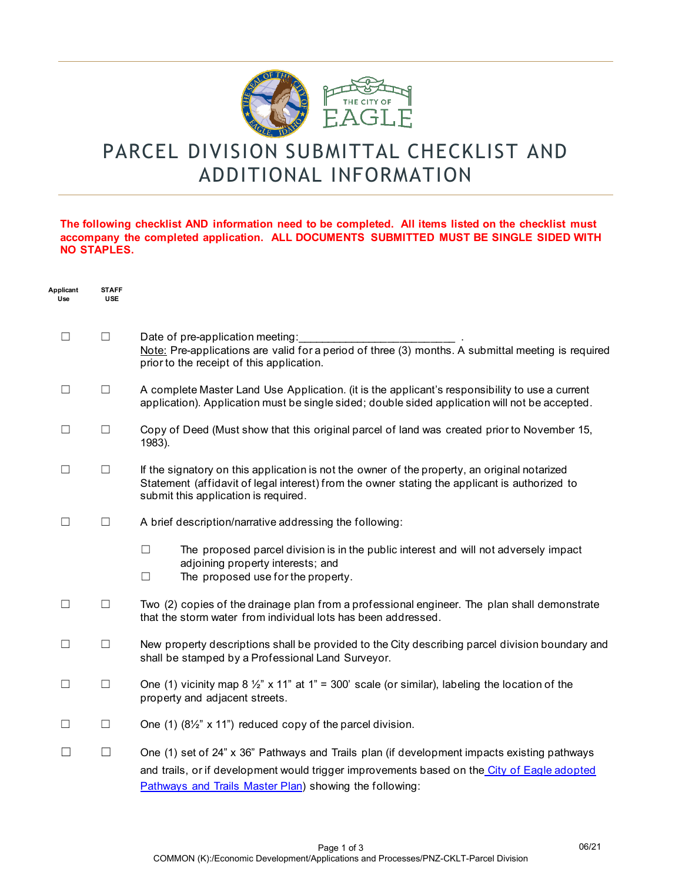# PARCEL DIVISION SUBMITTAL CHECKLIST AND ADDITIONAL INFORMATION

**The following checklist AND information need to be completed. All items listed on the checklist must accompany the completed application. ALL DOCUMENTS SUBMITTED MUST BE SINGLE SIDED WITH NO STAPLES.**

| Applicant Use | STAFF USE | |
|---|---|---|
| ☐ | ☐ | Date of pre-application meeting:_________________________ . <br>Note: Pre-applications are valid for a period of three (3) months. A submittal meeting is required prior to the receipt of this application. |
| ☐ | ☐ | A complete Master Land Use Application. (it is the applicant's responsibility to use a current application). Application must be single sided; double sided application will not be accepted. |
| ☐ | ☐ | Copy of Deed (Must show that this original parcel of land was created prior to November 15, 1983). |
| ☐ | ☐ | If the signatory on this application is not the owner of the property, an original notarized Statement (affidavit of legal interest) from the owner stating the applicant is authorized to submit this application is required. |
| ☐ | ☐ | A brief description/narrative addressing the following: <br>☐ The proposed parcel division is in the public interest and will not adversely impact adjoining property interests; and <br>☐ The proposed use for the property. |
| ☐ | ☐ | Two (2) copies of the drainage plan from a professional engineer. The plan shall demonstrate that the storm water from individual lots has been addressed. |
| ☐ | ☐ | New property descriptions shall be provided to the City describing parcel division boundary and shall be stamped by a Professional Land Surveyor. |
| ☐ | ☐ | One (1) vicinity map 8 ½" x 11" at 1" = 300' scale (or similar), labeling the location of the property and adjacent streets. |
| ☐ | ☐ | One (1) (8½" x 11") reduced copy of the parcel division. |
| ☐ | ☐ | One (1) set of 24" x 36" Pathways and Trails plan (if development impacts existing pathways and trails, or if development would trigger improvements based on the City of Eagle adopted Pathways and Trails Master Plan) showing the following: |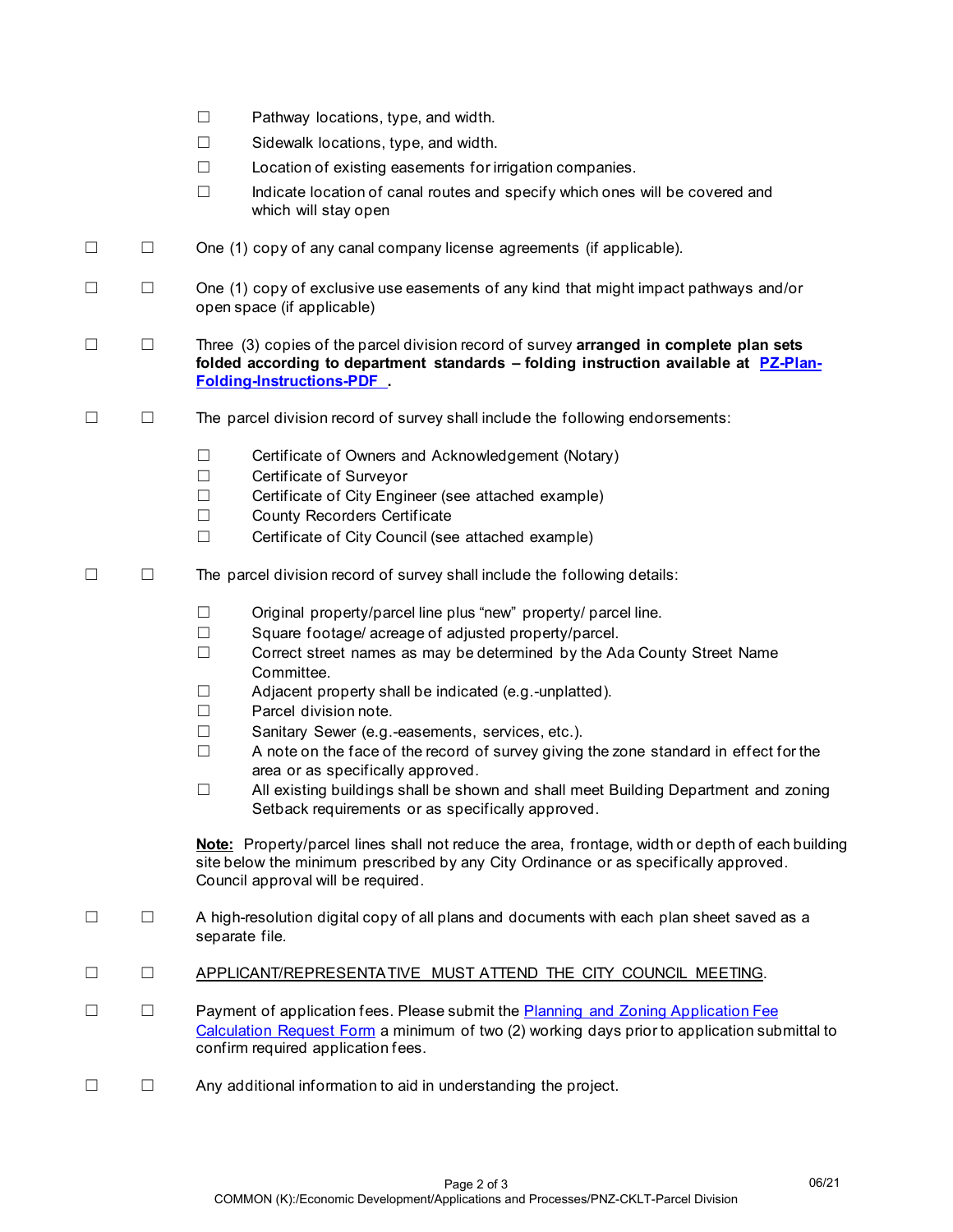- ☐ Pathway locations, type, and width.
- ☐ Sidewalk locations, type, and width.
- ☐ Location of existing easements for irrigation companies.
- ☐ Indicate location of canal routes and specify which ones will be covered and which will stay open

☐ ☐ One (1) copy of any canal company license agreements (if applicable).

☐ ☐ One (1) copy of exclusive use easements of any kind that might impact pathways and/or open space (if applicable)

☐ ☐ Three (3) copies of the parcel division record of survey **arranged in complete plan sets folded according to department standards – folding instruction available at [PZ-Plan-Folding-Instructions-PDF](PZ-Plan-Folding-Instructions-PDF) .**

☐ ☐ The parcel division record of survey shall include the following endorsements:

- ☐ Certificate of Owners and Acknowledgement (Notary)
- ☐ Certificate of Surveyor
- ☐ Certificate of City Engineer (see attached example)
- ☐ County Recorders Certificate
- ☐ Certificate of City Council (see attached example)

☐ ☐ The parcel division record of survey shall include the following details:

- ☐ Original property/parcel line plus "new" property/ parcel line.
- ☐ Square footage/ acreage of adjusted property/parcel.
- ☐ Correct street names as may be determined by the Ada County Street Name Committee.
- ☐ Adjacent property shall be indicated (e.g.-unplatted).
- ☐ Parcel division note.
- ☐ Sanitary Sewer (e.g.-easements, services, etc.).
- ☐ A note on the face of the record of survey giving the zone standard in effect for the area or as specifically approved.
- ☐ All existing buildings shall be shown and shall meet Building Department and zoning Setback requirements or as specifically approved.

**Note:** Property/parcel lines shall not reduce the area, frontage, width or depth of each building site below the minimum prescribed by any City Ordinance or as specifically approved. Council approval will be required.

☐ ☐ A high-resolution digital copy of all plans and documents with each plan sheet saved as a separate file.

☐ ☐ APPLICANT/REPRESENTATIVE MUST ATTEND THE CITY COUNCIL MEETING.

☐ ☐ Payment of application fees. Please submit the [Planning and Zoning Application Fee Calculation Request Form](Planning and Zoning Application Fee Calculation Request Form) a minimum of two (2) working days prior to application submittal to confirm required application fees.

☐ ☐ Any additional information to aid in understanding the project.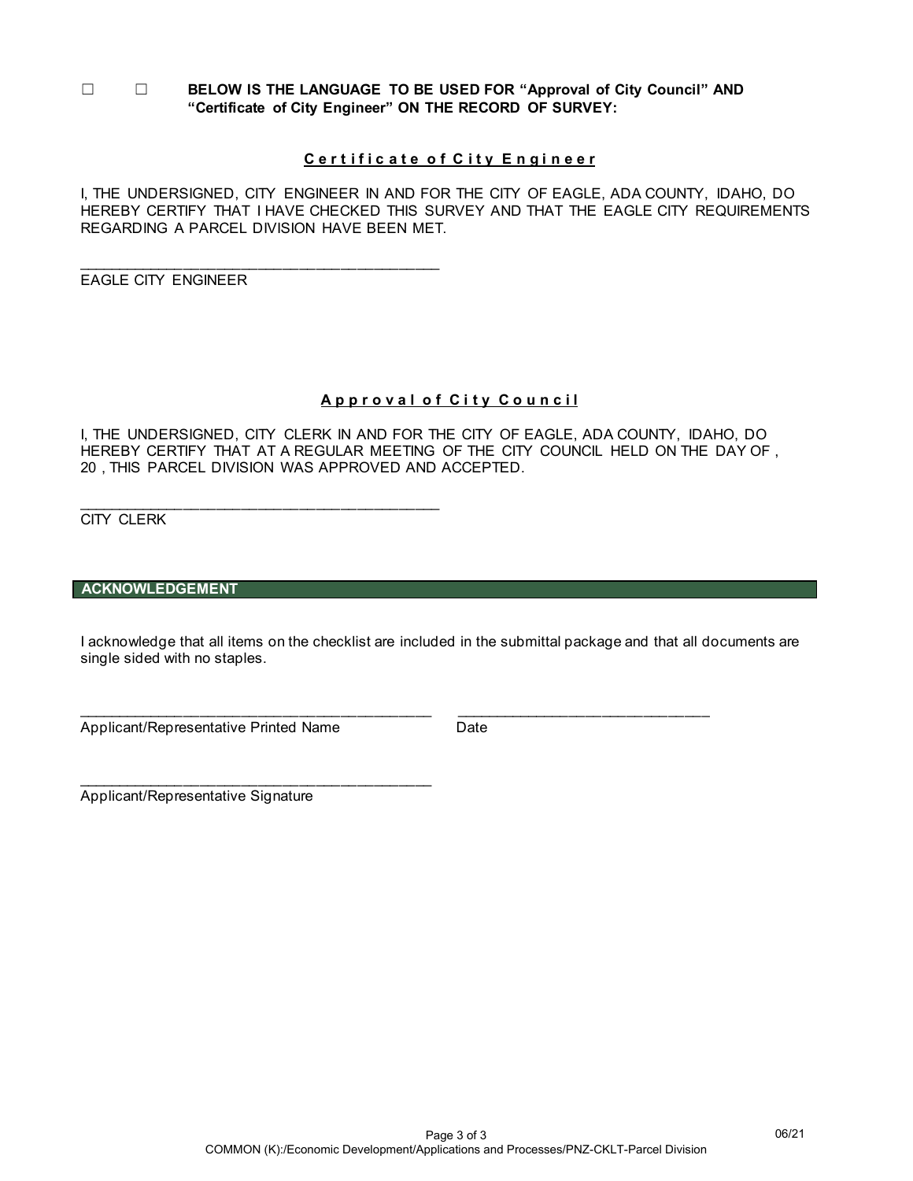☐ ☐ **BELOW IS THE LANGUAGE TO BE USED FOR "Approval of City Council" AND "Certificate of City Engineer" ON THE RECORD OF SURVEY:**

**<u>Certificate of City Engineer</u>**

I, THE UNDERSIGNED, CITY ENGINEER IN AND FOR THE CITY OF EAGLE, ADA COUNTY, IDAHO, DO HEREBY CERTIFY THAT I HAVE CHECKED THIS SURVEY AND THAT THE EAGLE CITY REQUIREMENTS REGARDING A PARCEL DIVISION HAVE BEEN MET.

______________________________________________
EAGLE CITY ENGINEER

**<u>Approval of City Council</u>**

I, THE UNDERSIGNED, CITY CLERK IN AND FOR THE CITY OF EAGLE, ADA COUNTY, IDAHO, DO HEREBY CERTIFY THAT AT A REGULAR MEETING OF THE CITY COUNCIL HELD ON THE DAY OF , 20 , THIS PARCEL DIVISION WAS APPROVED AND ACCEPTED.

______________________________________________
CITY CLERK

## ACKNOWLEDGEMENT

I acknowledge that all items on the checklist are included in the submittal package and that all documents are single sided with no staples.

______________________________________________ ________________________________
Applicant/Representative Printed Name Date

______________________________________________
Applicant/Representative Signature